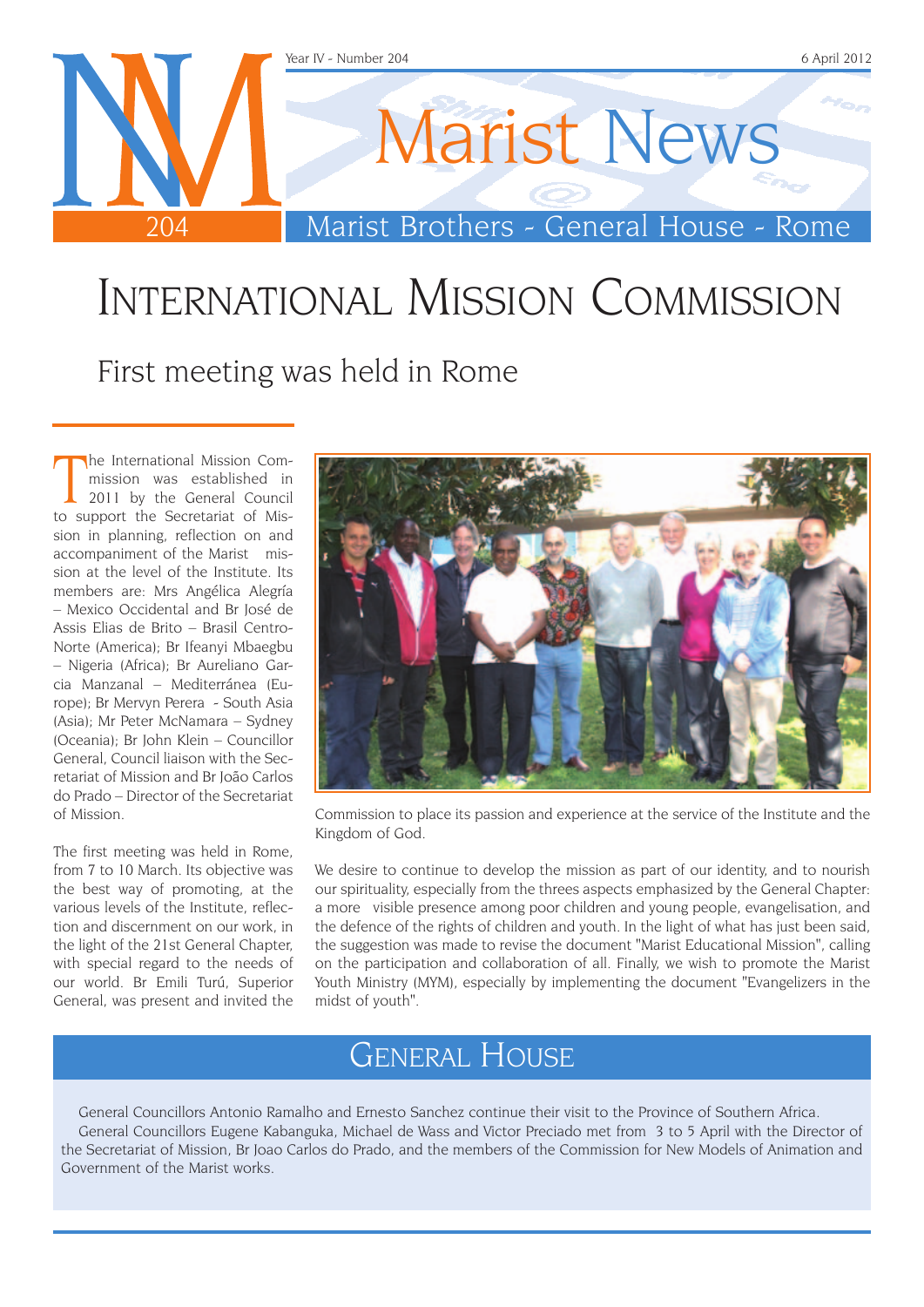# International Mission Commission

## First meeting was held in Rome

The International Mission Commission was established in 2011 by the General Council to support the Secretariat of Mission in planning, reflection on and accompaniment of the Marist mission at the level of the Institute. Its members are: Mrs Angélica Alegría – Mexico Occidental and Br José de Assis Elias de Brito – Brasil Centro-Norte (America); Br Ifeanyi Mbaegbu – Nigeria (Africa); Br Aureliano Garcia Manzanal – Mediterránea (Europe); Br Mervyn Perera - South Asia (Asia); Mr Peter McNamara – Sydney (Oceania); Br John Klein – Councillor General, Council liaison with the Secretariat of Mission and Br João Carlos do Prado – Director of the Secretariat of Mission.

The first meeting was held in Rome, from 7 to 10 March. Its objective was the best way of promoting, at the various levels of the Institute, reflection and discernment on our work, in the light of the 21st General Chapter, with special regard to the needs of our world. Br Emili Turú, Superior General, was present and invited the Commission to place its passion and experience at the service of the Institute and the Kingdom of God.

We desire to continue to develop the mission as part of our identity, and to nourish our spirituality, especially from the threes aspects emphasized by the General Chapter: a more visible presence among poor children and young people, evangelisation, and the defence of the rights of children and youth. In the light of what has just been said, the suggestion was made to revise the document "Marist Educational Mission", calling on the participation and collaboration of all. Finally, we wish to promote the Marist Youth Ministry (MYM), especially by implementing the document "Evangelizers in the midst of youth".

## General House

General Councillors Antonio Ramalho and Ernesto Sanchez continue their visit to the Province of Southern Africa.

General Councillors Eugene Kabanguka, Michael de Wass and Victor Preciado met from 3 to 5 April with the Director of the Secretariat of Mission, Br Joao Carlos do Prado, and the members of the Commission for New Models of Animation and Government of the Marist works.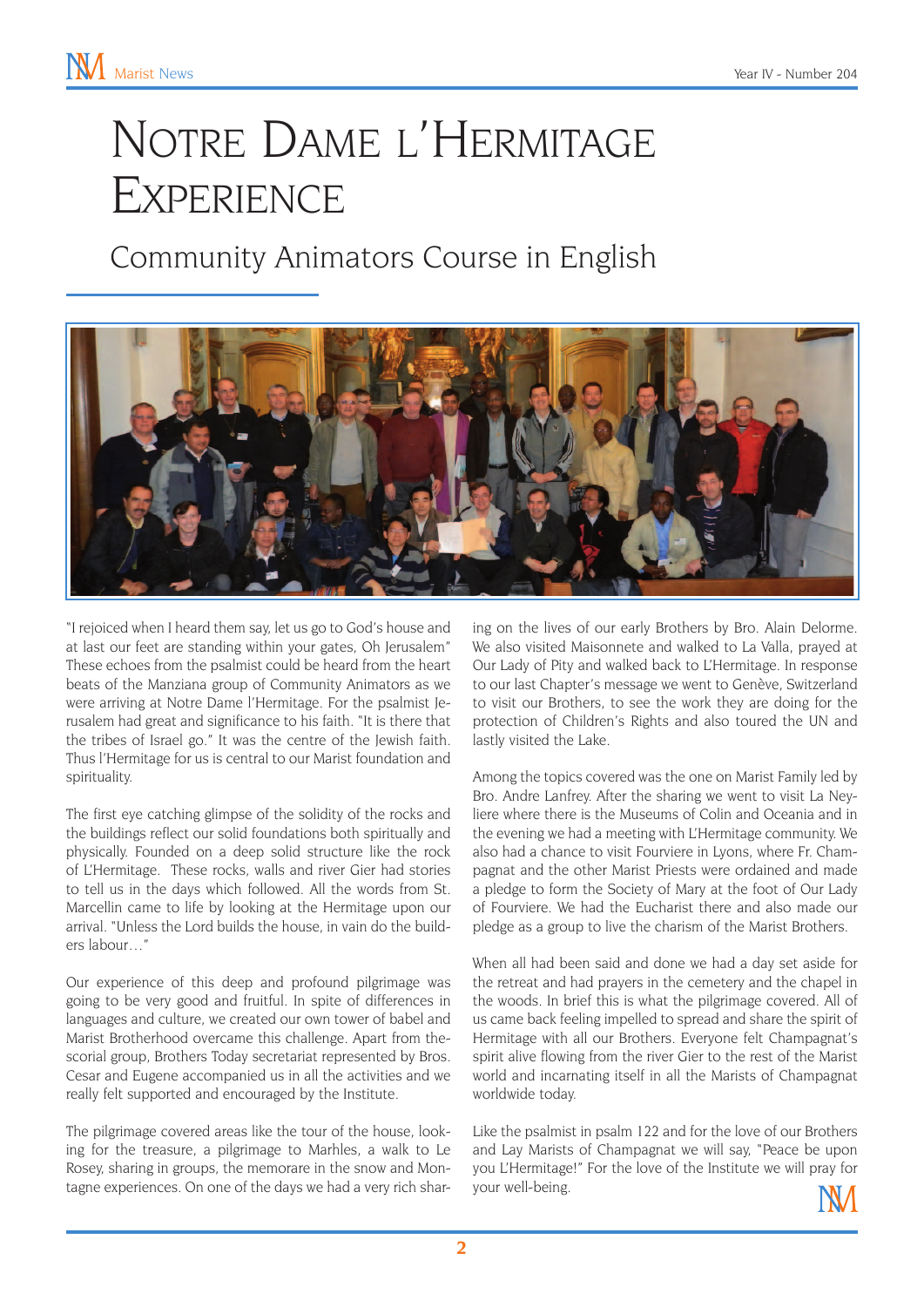# Notre Dame l'Hermitage Experience

## Community Animators Course in English

"I rejoiced when I heard them say, let us go to God's house and at last our feet are standing within your gates, Oh Jerusalem" These echoes from the psalmist could be heard from the heart beats of the Manziana group of Community Animators as we were arriving at Notre Dame l'Hermitage. For the psalmist Jerusalem had great and significance to his faith. "It is there that the tribes of Israel go." It was the centre of the Jewish faith. Thus l'Hermitage for us is central to our Marist foundation and spirituality.

The first eye catching glimpse of the solidity of the rocks and the buildings reflect our solid foundations both spiritually and physically. Founded on a deep solid structure like the rock of L'Hermitage. These rocks, walls and river Gier had stories to tell us in the days which followed. All the words from St. Marcellin came to life by looking at the Hermitage upon our arrival. "Unless the Lord builds the house, in vain do the builders labour…"

Our experience of this deep and profound pilgrimage was going to be very good and fruitful. In spite of differences in languages and culture, we created our own tower of babel and Marist Brotherhood overcame this challenge. Apart from the scorial group, Brothers Today secretariat represented by Bros. Cesar and Eugene accompanied us in all the activities and we really felt supported and encouraged by the Institute.

The pilgrimage covered areas like the tour of the house, looking for the treasure, a pilgrimage to Marhles, a walk to Le Rosey, sharing in groups, the memorare in the snow and Montagne experiences. On one of the days we had a very rich sharing on the lives of our early Brothers by Bro. Alain Delorme. We also visited Maisonnete and walked to La Valla, prayed at Our Lady of Pity and walked back to L'Hermitage. In response to our last Chapter's message we went to Genève, Switzerland to visit our Brothers, to see the work they are doing for the protection of Children's Rights and also toured the UN and lastly visited the Lake.

Among the topics covered was the one on Marist Family led by Bro. Andre Lanfrey. After the sharing we went to visit La Neyliere where there is the Museums of Colin and Oceania and in the evening we had a meeting with L'Hermitage community. We also had a chance to visit Fourviere in Lyons, where Fr. Champagnat and the other Marist Priests were ordained and made a pledge to form the Society of Mary at the foot of Our Lady of Fourviere. We had the Eucharist there and also made our pledge as a group to live the charism of the Marist Brothers.

When all had been said and done we had a day set aside for the retreat and had prayers in the cemetery and the chapel in the woods. In brief this is what the pilgrimage covered. All of us came back feeling impelled to spread and share the spirit of Hermitage with all our Brothers. Everyone felt Champagnat's spirit alive flowing from the river Gier to the rest of the Marist world and incarnating itself in all the Marists of Champagnat worldwide today.

Like the psalmist in psalm 122 and for the love of our Brothers and Lay Marists of Champagnat we will say, "Peace be upon you L'Hermitage!" For the love of the Institute we will pray for your well-being.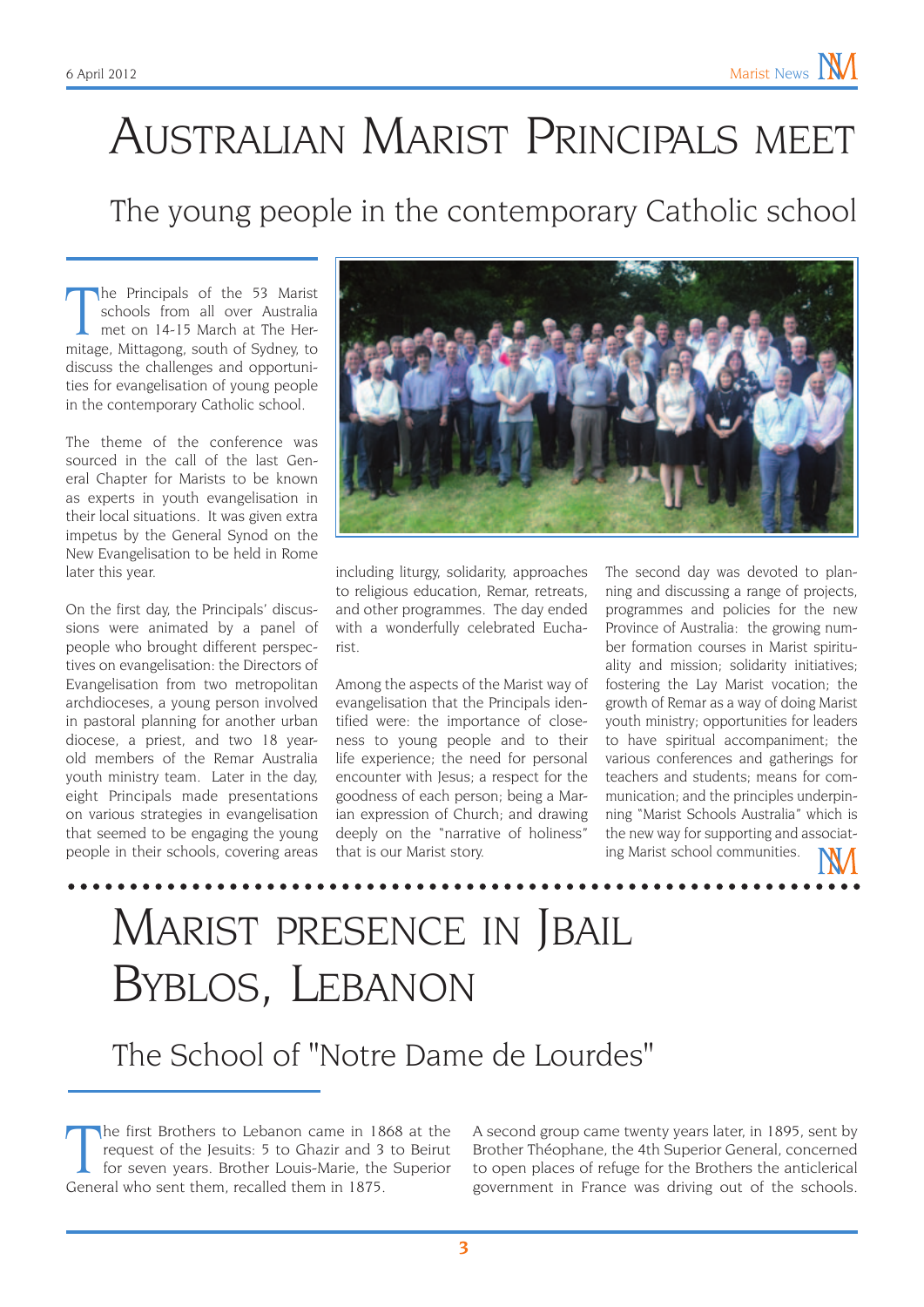# Australian Marist Principals meet

## The young people in the contemporary Catholic school

The Principals of the 53 Marist schools from all over Australia met on 14-15 March at The Hermitage, Mittagong, south of Sydney, to discuss the challenges and opportunities for evangelisation of young people in the contemporary Catholic school.

The theme of the conference was sourced in the call of the last General Chapter for Marists to be known as experts in youth evangelisation in their local situations. It was given extra impetus by the General Synod on the New Evangelisation to be held in Rome later this year.

On the first day, the Principals' discussions were animated by a panel of people who brought different perspectives on evangelisation: the Directors of Evangelisation from two metropolitan archdioceses, a young person involved in pastoral planning for another urban diocese, a priest, and two 18 year-old members of the Remar Australia youth ministry team. Later in the day, eight Principals made presentations on various strategies in evangelisation that seemed to be engaging the young people in their schools, covering areas including liturgy, solidarity, approaches to religious education, Remar, retreats, and other programmes. The day ended with a wonderfully celebrated Eucharist.

Among the aspects of the Marist way of evangelisation that the Principals identified were: the importance of closeness to young people and to their life experience; the need for personal encounter with Jesus; a respect for the goodness of each person; being a Marian expression of Church; and drawing deeply on the "narrative of holiness" that is our Marist story.

The second day was devoted to planning and discussing a range of projects, programmes and policies for the new Province of Australia: the growing number formation courses in Marist spirituality and mission; solidarity initiatives; fostering the Lay Marist vocation; the growth of Remar as a way of doing Marist youth ministry; opportunities for leaders to have spiritual accompaniment; the various conferences and gatherings for teachers and students; means for communication; and the principles underpinning "Marist Schools Australia" which is the new way for supporting and associating Marist school communities.

# Marist presence in Jbail Byblos, Lebanon

## The School of "Notre Dame de Lourdes"

The first Brothers to Lebanon came in 1868 at the request of the Jesuits: 5 to Ghazir and 3 to Beirut for seven years. Brother Louis-Marie, the Superior General who sent them, recalled them in 1875.

A second group came twenty years later, in 1895, sent by Brother Théophane, the 4th Superior General, concerned to open places of refuge for the Brothers the anticlerical government in France was driving out of the schools.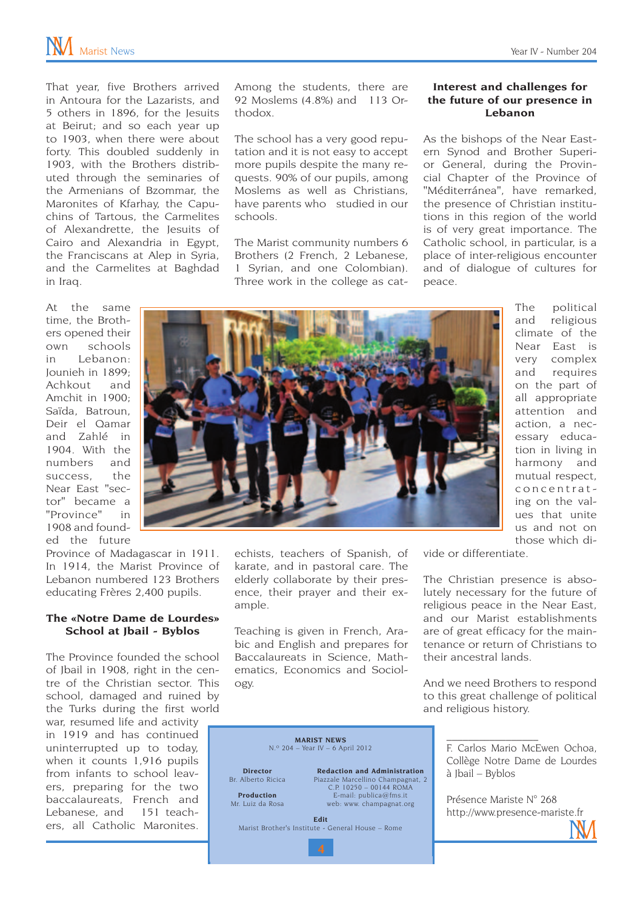That year, five Brothers arrived in Antoura for the Lazarists, and 5 others in 1896, for the Jesuits at Beirut; and so each year up to 1903, when there were about forty. This doubled suddenly in 1903, with the Brothers distributed through the seminaries of the Armenians of Bzommar, the Maronites of Kfarhay, the Capuchins of Tartous, the Carmelites of Alexandrette, the Jesuits of Cairo and Alexandria in Egypt, the Franciscans at Alep in Syria, and the Carmelites at Baghdad in Iraq.

At the same time, the Brothers opened their own schools in Lebanon: Jounieh in 1899; Achkout and Amchit in 1900; Saïda, Batroun, Deir el Qamar and Zahlé in 1904. With the numbers and success, the Near East "sector" became a "Province" in 1908 and founded the future Province of Madagascar in 1911. In 1914, the Marist Province of Lebanon numbered 123 Brothers educating Frères 2,400 pupils.

## The «Notre Dame de Lourdes» School at Jbail - Byblos

The Province founded the school of Jbail in 1908, right in the centre of the Christian sector. This school, damaged and ruined by the Turks during the first world war, resumed life and activity in 1919 and has continued uninterrupted up to today, when it counts 1,916 pupils from infants to school leavers, preparing for the two baccalaureats, French and Lebanese, and 151 teachers, all Catholic Maronites.

Among the students, there are 92 Moslems (4.8%) and 113 Orthodox.

The school has a very good reputation and it is not easy to accept more pupils despite the many requests. 90% of our pupils, among Moslems as well as Christians, have parents who studied in our schools.

The Marist community numbers 6 Brothers (2 French, 2 Lebanese, 1 Syrian, and one Colombian). Three work in the college as catechists, teachers of Spanish, of karate, and in pastoral care. The elderly collaborate by their presence, their prayer and their example.

Teaching is given in French, Arabic and English and prepares for Baccalaureats in Science, Mathematics, Economics and Sociology.

## Interest and challenges for the future of our presence in Lebanon

As the bishops of the Near Eastern Synod and Brother Superior General, during the Provincial Chapter of the Province of "Méditerránea", have remarked, the presence of Christian institutions in this region of the world is of very great importance. The Catholic school, in particular, is a place of inter-religious encounter and of dialogue of cultures for peace.

The political and religious climate of the Near East is very complex and requires on the part of all appropriate attention and action, a necessary education in living in harmony and mutual respect, concentrating on the values that unite us and not on those which divide or differentiate.

The Christian presence is absolutely necessary for the future of religious peace in the Near East, and our Marist establishments are of great efficacy for the maintenance or return of Christians to their ancestral lands.

And we need Brothers to respond to this great challenge of political and religious history.

F. Carlos Mario McEwen Ochoa,
Collège Notre Dame de Lourdes à Jbail – Byblos

Présence Mariste N° 268
http://www.presence-mariste.fr

**MARIST NEWS**
N.º 204 – Year IV – 6 April 2012

**Director**
Br. Alberto Ricica

**Production**
Mr. Luiz da Rosa

**Redaction and Administration**
Piazzale Marcellino Champagnat, 2
C.P. 10250 – 00144 ROMA
E-mail: publica@fms.it
web: www. champagnat.org

**Edit**
Marist Brother's Institute - General House – Rome